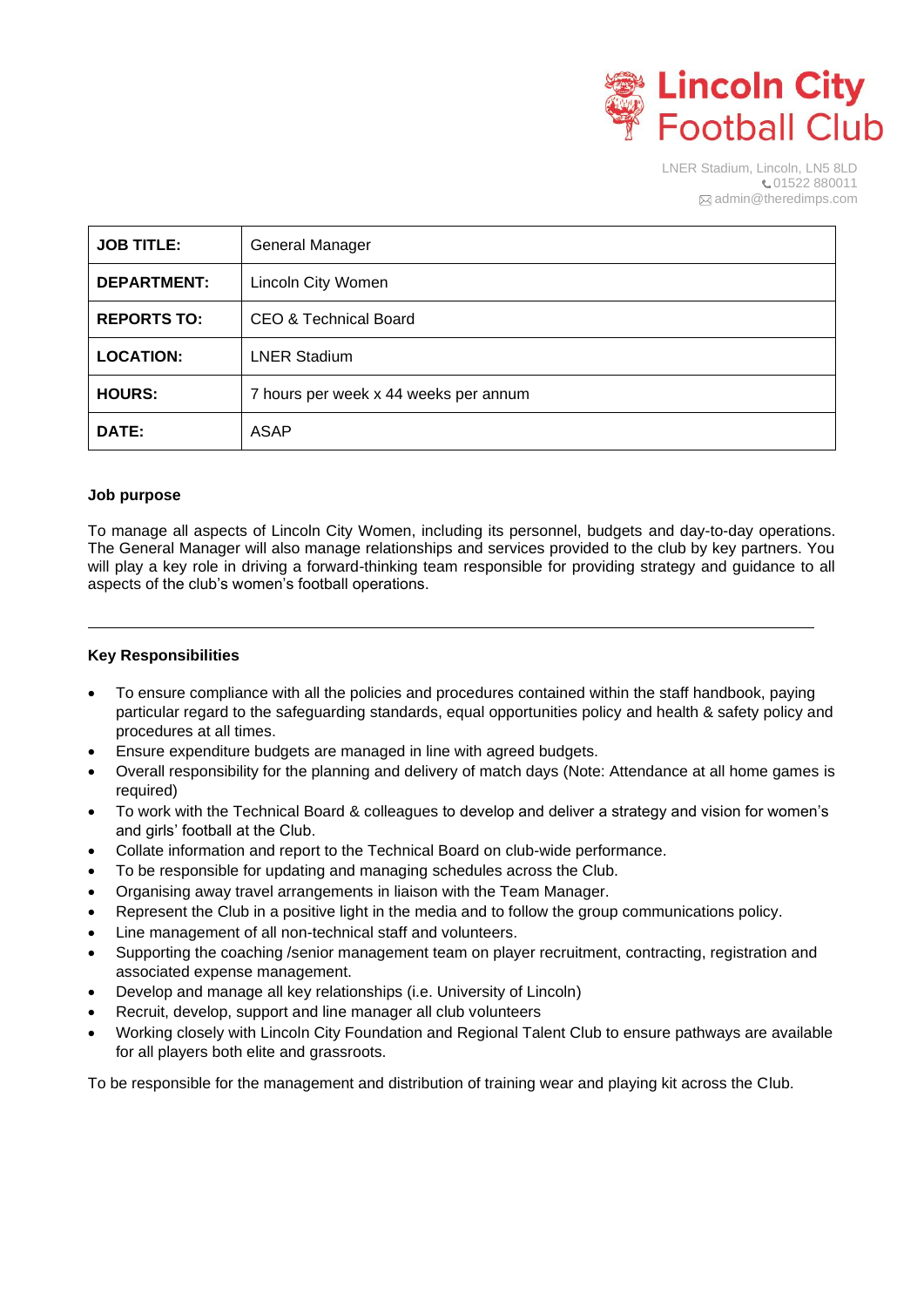**Lincoln City Football Club**

LNER Stadium, Lincoln, LN5 8LD
01522 880011
admin@theredimps.com

| | |
|---|---|
| **JOB TITLE:** | General Manager |
| **DEPARTMENT:** | Lincoln City Women |
| **REPORTS TO:** | CEO & Technical Board |
| **LOCATION:** | LNER Stadium |
| **HOURS:** | 7 hours per week x 44 weeks per annum |
| **DATE:** | ASAP |

**Job purpose**

To manage all aspects of Lincoln City Women, including its personnel, budgets and day-to-day operations. The General Manager will also manage relationships and services provided to the club by key partners. You will play a key role in driving a forward-thinking team responsible for providing strategy and guidance to all aspects of the club's women's football operations.

---

**Key Responsibilities**

- To ensure compliance with all the policies and procedures contained within the staff handbook, paying particular regard to the safeguarding standards, equal opportunities policy and health & safety policy and procedures at all times.
- Ensure expenditure budgets are managed in line with agreed budgets.
- Overall responsibility for the planning and delivery of match days (Note: Attendance at all home games is required)
- To work with the Technical Board & colleagues to develop and deliver a strategy and vision for women's and girls' football at the Club.
- Collate information and report to the Technical Board on club-wide performance.
- To be responsible for updating and managing schedules across the Club.
- Organising away travel arrangements in liaison with the Team Manager.
- Represent the Club in a positive light in the media and to follow the group communications policy.
- Line management of all non-technical staff and volunteers.
- Supporting the coaching /senior management team on player recruitment, contracting, registration and associated expense management.
- Develop and manage all key relationships (i.e. University of Lincoln)
- Recruit, develop, support and line manager all club volunteers
- Working closely with Lincoln City Foundation and Regional Talent Club to ensure pathways are available for all players both elite and grassroots.

To be responsible for the management and distribution of training wear and playing kit across the Club.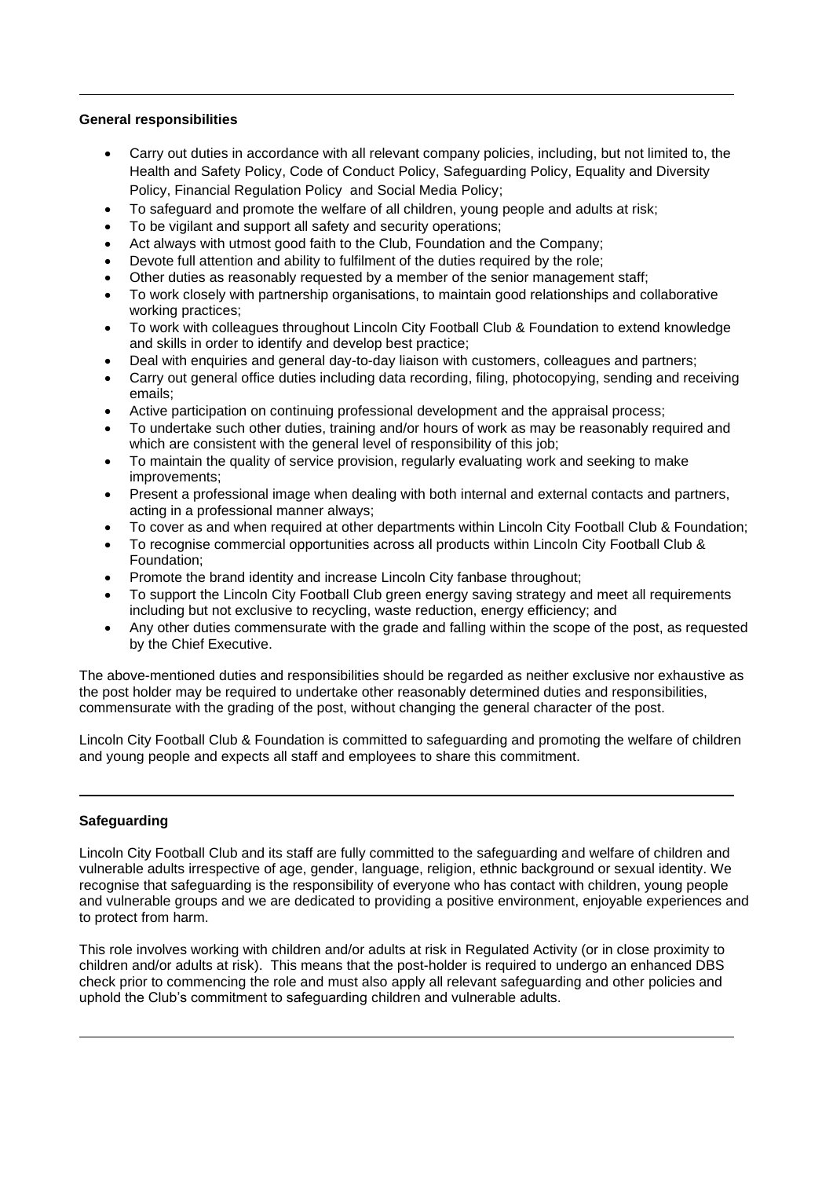**General responsibilities**

- Carry out duties in accordance with all relevant company policies, including, but not limited to, the Health and Safety Policy, Code of Conduct Policy, Safeguarding Policy, Equality and Diversity Policy, Financial Regulation Policy and Social Media Policy;
- To safeguard and promote the welfare of all children, young people and adults at risk;
- To be vigilant and support all safety and security operations;
- Act always with utmost good faith to the Club, Foundation and the Company;
- Devote full attention and ability to fulfilment of the duties required by the role;
- Other duties as reasonably requested by a member of the senior management staff;
- To work closely with partnership organisations, to maintain good relationships and collaborative working practices;
- To work with colleagues throughout Lincoln City Football Club & Foundation to extend knowledge and skills in order to identify and develop best practice;
- Deal with enquiries and general day-to-day liaison with customers, colleagues and partners;
- Carry out general office duties including data recording, filing, photocopying, sending and receiving emails;
- Active participation on continuing professional development and the appraisal process;
- To undertake such other duties, training and/or hours of work as may be reasonably required and which are consistent with the general level of responsibility of this job;
- To maintain the quality of service provision, regularly evaluating work and seeking to make improvements;
- Present a professional image when dealing with both internal and external contacts and partners, acting in a professional manner always;
- To cover as and when required at other departments within Lincoln City Football Club & Foundation;
- To recognise commercial opportunities across all products within Lincoln City Football Club & Foundation;
- Promote the brand identity and increase Lincoln City fanbase throughout;
- To support the Lincoln City Football Club green energy saving strategy and meet all requirements including but not exclusive to recycling, waste reduction, energy efficiency; and
- Any other duties commensurate with the grade and falling within the scope of the post, as requested by the Chief Executive.

The above-mentioned duties and responsibilities should be regarded as neither exclusive nor exhaustive as the post holder may be required to undertake other reasonably determined duties and responsibilities, commensurate with the grading of the post, without changing the general character of the post.

Lincoln City Football Club & Foundation is committed to safeguarding and promoting the welfare of children and young people and expects all staff and employees to share this commitment.

**Safeguarding**

Lincoln City Football Club and its staff are fully committed to the safeguarding and welfare of children and vulnerable adults irrespective of age, gender, language, religion, ethnic background or sexual identity. We recognise that safeguarding is the responsibility of everyone who has contact with children, young people and vulnerable groups and we are dedicated to providing a positive environment, enjoyable experiences and to protect from harm.

This role involves working with children and/or adults at risk in Regulated Activity (or in close proximity to children and/or adults at risk). This means that the post-holder is required to undergo an enhanced DBS check prior to commencing the role and must also apply all relevant safeguarding and other policies and uphold the Club's commitment to safeguarding children and vulnerable adults.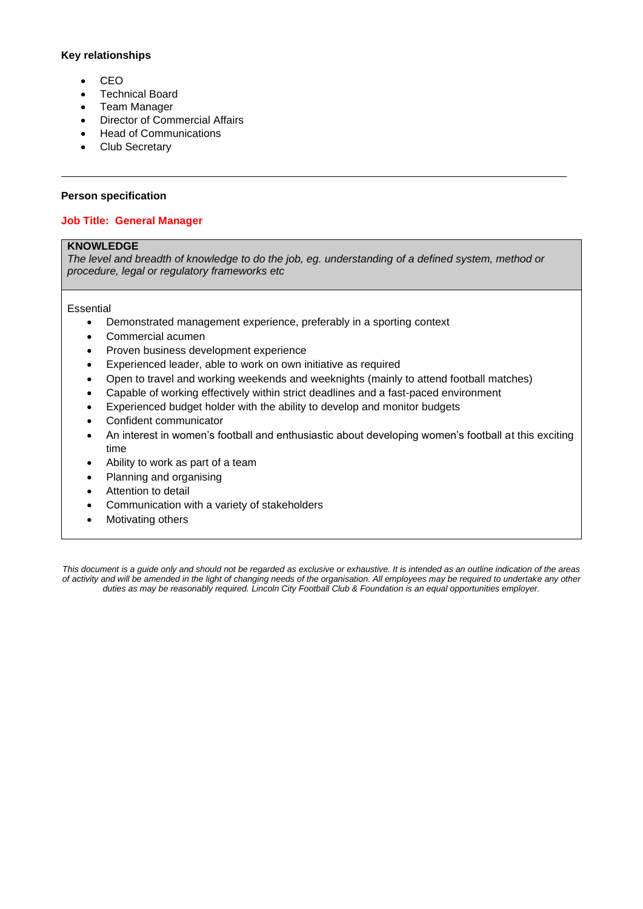**Key relationships**

- CEO
- Technical Board
- Team Manager
- Director of Commercial Affairs
- Head of Communications
- Club Secretary

---

**Person specification**

**Job Title: General Manager**

| **KNOWLEDGE**<br>*The level and breadth of knowledge to do the job, eg. understanding of a defined system, method or procedure, legal or regulatory frameworks etc* |
|---|
| Essential<br>• Demonstrated management experience, preferably in a sporting context<br>• Commercial acumen<br>• Proven business development experience<br>• Experienced leader, able to work on own initiative as required<br>• Open to travel and working weekends and weeknights (mainly to attend football matches)<br>• Capable of working effectively within strict deadlines and a fast-paced environment<br>• Experienced budget holder with the ability to develop and monitor budgets<br>• Confident communicator<br>• An interest in women's football and enthusiastic about developing women's football at this exciting time<br>• Ability to work as part of a team<br>• Planning and organising<br>• Attention to detail<br>• Communication with a variety of stakeholders<br>• Motivating others |

*This document is a guide only and should not be regarded as exclusive or exhaustive. It is intended as an outline indication of the areas of activity and will be amended in the light of changing needs of the organisation. All employees may be required to undertake any other duties as may be reasonably required. Lincoln City Football Club & Foundation is an equal opportunities employer.*